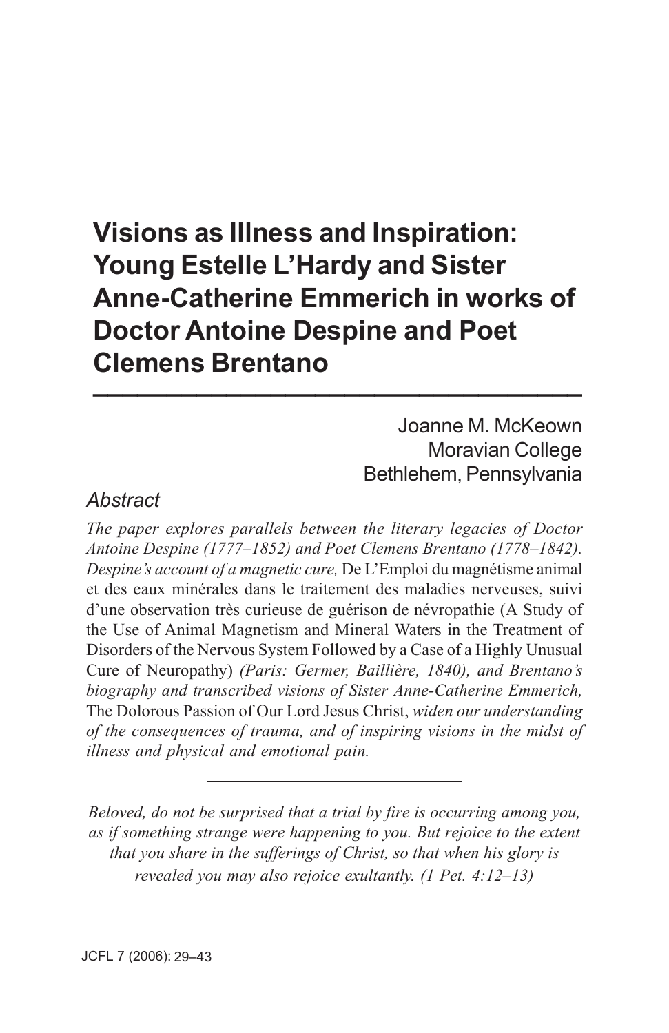# Visions as Illness and Inspiration: Young Estelle L'Hardy and Sister Anne-Catherine Emmerich in works of Doctor Antoine Despine and Poet Clemens Brentano

Joanne M. McKeown
Moravian College
Bethlehem, Pennsylvania

*Abstract*

*The paper explores parallels between the literary legacies of Doctor Antoine Despine (1777–1852) and Poet Clemens Brentano (1778–1842). Despine's account of a magnetic cure,* De L'Emploi du magnétisme animal et des eaux minérales dans le traitement des maladies nerveuses, suivi d'une observation très curieuse de guérison de névropathie (A Study of the Use of Animal Magnetism and Mineral Waters in the Treatment of Disorders of the Nervous System Followed by a Case of a Highly Unusual Cure of Neuropathy) *(Paris: Germer, Baillière, 1840), and Brentano's biography and transcribed visions of Sister Anne-Catherine Emmerich,* The Dolorous Passion of Our Lord Jesus Christ, *widen our understanding of the consequences of trauma, and of inspiring visions in the midst of illness and physical and emotional pain.*

---

*Beloved, do not be surprised that a trial by fire is occurring among you, as if something strange were happening to you. But rejoice to the extent that you share in the sufferings of Christ, so that when his glory is revealed you may also rejoice exultantly. (1 Pet. 4:12–13)*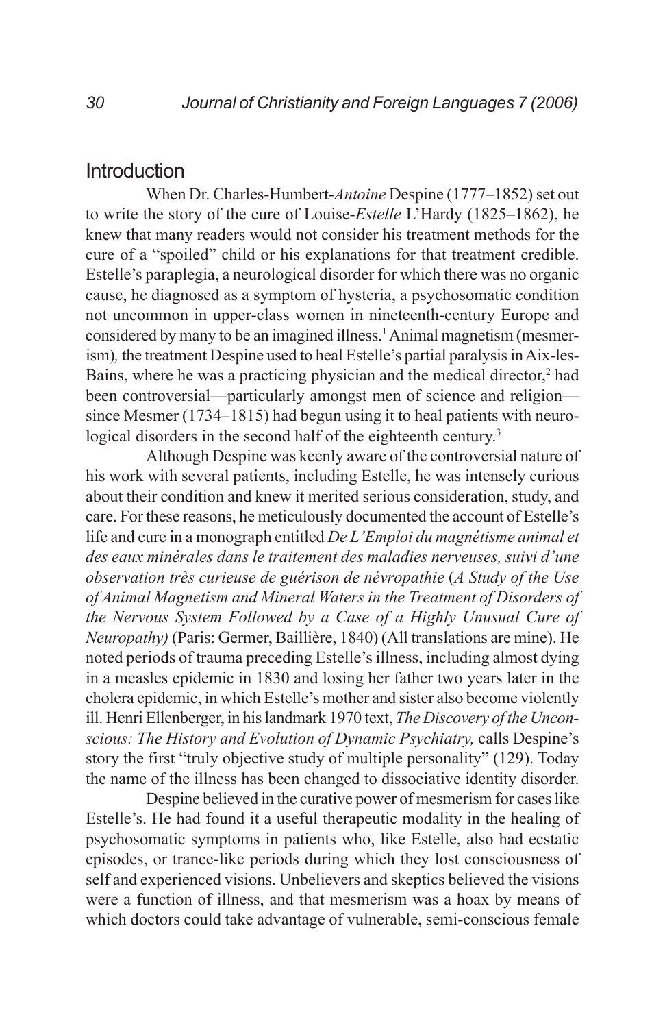## Introduction

When Dr. Charles-Humbert-*Antoine* Despine (1777–1852) set out to write the story of the cure of Louise-*Estelle* L'Hardy (1825–1862), he knew that many readers would not consider his treatment methods for the cure of a "spoiled" child or his explanations for that treatment credible. Estelle's paraplegia, a neurological disorder for which there was no organic cause, he diagnosed as a symptom of hysteria, a psychosomatic condition not uncommon in upper-class women in nineteenth-century Europe and considered by many to be an imagined illness.[1] Animal magnetism (mesmerism)*,* the treatment Despine used to heal Estelle's partial paralysis in Aix-les-Bains, where he was a practicing physician and the medical director,[2] had been controversial—particularly amongst men of science and religion—since Mesmer (1734–1815) had begun using it to heal patients with neurological disorders in the second half of the eighteenth century.[3]

Although Despine was keenly aware of the controversial nature of his work with several patients, including Estelle, he was intensely curious about their condition and knew it merited serious consideration, study, and care. For these reasons, he meticulously documented the account of Estelle's life and cure in a monograph entitled *De L'Emploi du magnétisme animal et des eaux minérales dans le traitement des maladies nerveuses, suivi d'une observation très curieuse de guérison de névropathie* (*A Study of the Use of Animal Magnetism and Mineral Waters in the Treatment of Disorders of the Nervous System Followed by a Case of a Highly Unusual Cure of Neuropathy)* (Paris: Germer, Baillière, 1840) (All translations are mine). He noted periods of trauma preceding Estelle's illness, including almost dying in a measles epidemic in 1830 and losing her father two years later in the cholera epidemic, in which Estelle's mother and sister also become violently ill. Henri Ellenberger, in his landmark 1970 text, *The Discovery of the Unconscious: The History and Evolution of Dynamic Psychiatry,* calls Despine's story the first "truly objective study of multiple personality" (129). Today the name of the illness has been changed to dissociative identity disorder.

Despine believed in the curative power of mesmerism for cases like Estelle's. He had found it a useful therapeutic modality in the healing of psychosomatic symptoms in patients who, like Estelle, also had ecstatic episodes, or trance-like periods during which they lost consciousness of self and experienced visions. Unbelievers and skeptics believed the visions were a function of illness, and that mesmerism was a hoax by means of which doctors could take advantage of vulnerable, semi-conscious female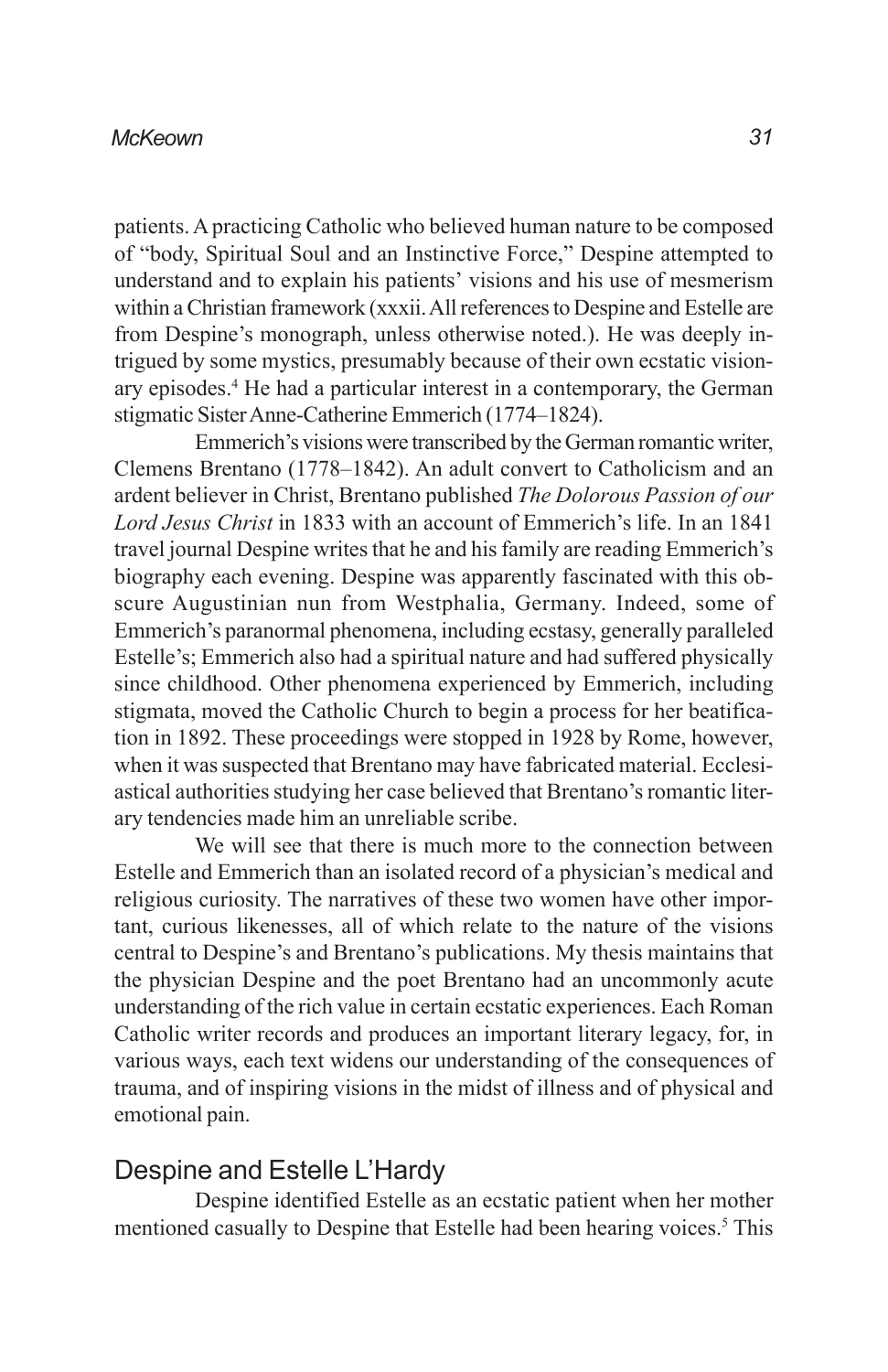patients. A practicing Catholic who believed human nature to be composed of "body, Spiritual Soul and an Instinctive Force," Despine attempted to understand and to explain his patients' visions and his use of mesmerism within a Christian framework (xxxii. All references to Despine and Estelle are from Despine's monograph, unless otherwise noted.). He was deeply intrigued by some mystics, presumably because of their own ecstatic visionary episodes.[4] He had a particular interest in a contemporary, the German stigmatic Sister Anne-Catherine Emmerich (1774–1824).

Emmerich's visions were transcribed by the German romantic writer, Clemens Brentano (1778–1842). An adult convert to Catholicism and an ardent believer in Christ, Brentano published *The Dolorous Passion of our Lord Jesus Christ* in 1833 with an account of Emmerich's life. In an 1841 travel journal Despine writes that he and his family are reading Emmerich's biography each evening. Despine was apparently fascinated with this obscure Augustinian nun from Westphalia, Germany. Indeed, some of Emmerich's paranormal phenomena, including ecstasy, generally paralleled Estelle's; Emmerich also had a spiritual nature and had suffered physically since childhood. Other phenomena experienced by Emmerich, including stigmata, moved the Catholic Church to begin a process for her beatification in 1892. These proceedings were stopped in 1928 by Rome, however, when it was suspected that Brentano may have fabricated material. Ecclesiastical authorities studying her case believed that Brentano's romantic literary tendencies made him an unreliable scribe.

We will see that there is much more to the connection between Estelle and Emmerich than an isolated record of a physician's medical and religious curiosity. The narratives of these two women have other important, curious likenesses, all of which relate to the nature of the visions central to Despine's and Brentano's publications. My thesis maintains that the physician Despine and the poet Brentano had an uncommonly acute understanding of the rich value in certain ecstatic experiences. Each Roman Catholic writer records and produces an important literary legacy, for, in various ways, each text widens our understanding of the consequences of trauma, and of inspiring visions in the midst of illness and of physical and emotional pain.

## Despine and Estelle L'Hardy

Despine identified Estelle as an ecstatic patient when her mother mentioned casually to Despine that Estelle had been hearing voices.[5] This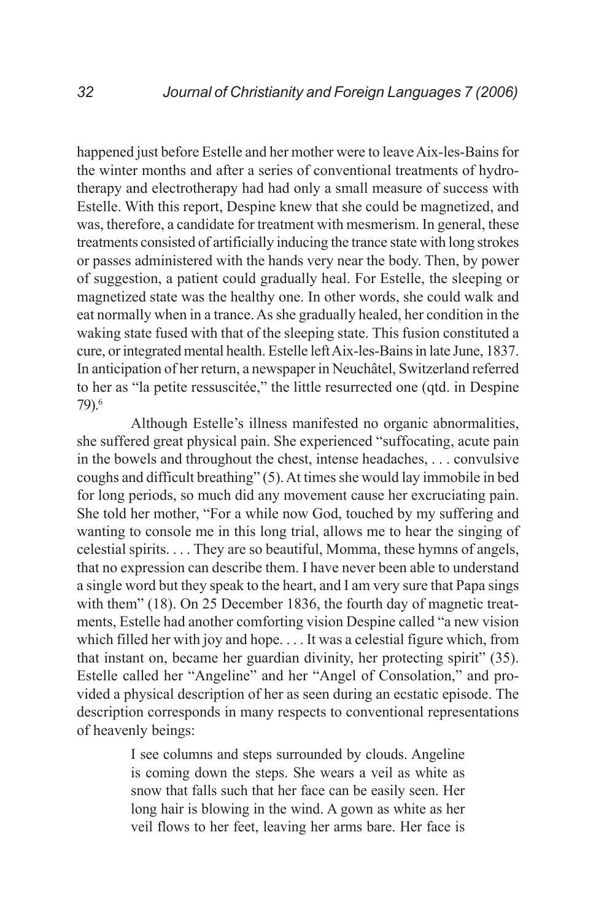happened just before Estelle and her mother were to leave Aix-les-Bains for the winter months and after a series of conventional treatments of hydrotherapy and electrotherapy had had only a small measure of success with Estelle. With this report, Despine knew that she could be magnetized, and was, therefore, a candidate for treatment with mesmerism. In general, these treatments consisted of artificially inducing the trance state with long strokes or passes administered with the hands very near the body. Then, by power of suggestion, a patient could gradually heal. For Estelle, the sleeping or magnetized state was the healthy one. In other words, she could walk and eat normally when in a trance. As she gradually healed, her condition in the waking state fused with that of the sleeping state. This fusion constituted a cure, or integrated mental health. Estelle left Aix-les-Bains in late June, 1837. In anticipation of her return, a newspaper in Neuchâtel, Switzerland referred to her as "la petite ressuscitée," the little resurrected one (qtd. in Despine 79).[6]

Although Estelle's illness manifested no organic abnormalities, she suffered great physical pain. She experienced "suffocating, acute pain in the bowels and throughout the chest, intense headaches, . . . convulsive coughs and difficult breathing" (5). At times she would lay immobile in bed for long periods, so much did any movement cause her excruciating pain. She told her mother, "For a while now God, touched by my suffering and wanting to console me in this long trial, allows me to hear the singing of celestial spirits. . . . They are so beautiful, Momma, these hymns of angels, that no expression can describe them. I have never been able to understand a single word but they speak to the heart, and I am very sure that Papa sings with them" (18). On 25 December 1836, the fourth day of magnetic treatments, Estelle had another comforting vision Despine called "a new vision which filled her with joy and hope. . . . It was a celestial figure which, from that instant on, became her guardian divinity, her protecting spirit" (35). Estelle called her "Angeline" and her "Angel of Consolation," and provided a physical description of her as seen during an ecstatic episode. The description corresponds in many respects to conventional representations of heavenly beings:

> I see columns and steps surrounded by clouds. Angeline is coming down the steps. She wears a veil as white as snow that falls such that her face can be easily seen. Her long hair is blowing in the wind. A gown as white as her veil flows to her feet, leaving her arms bare. Her face is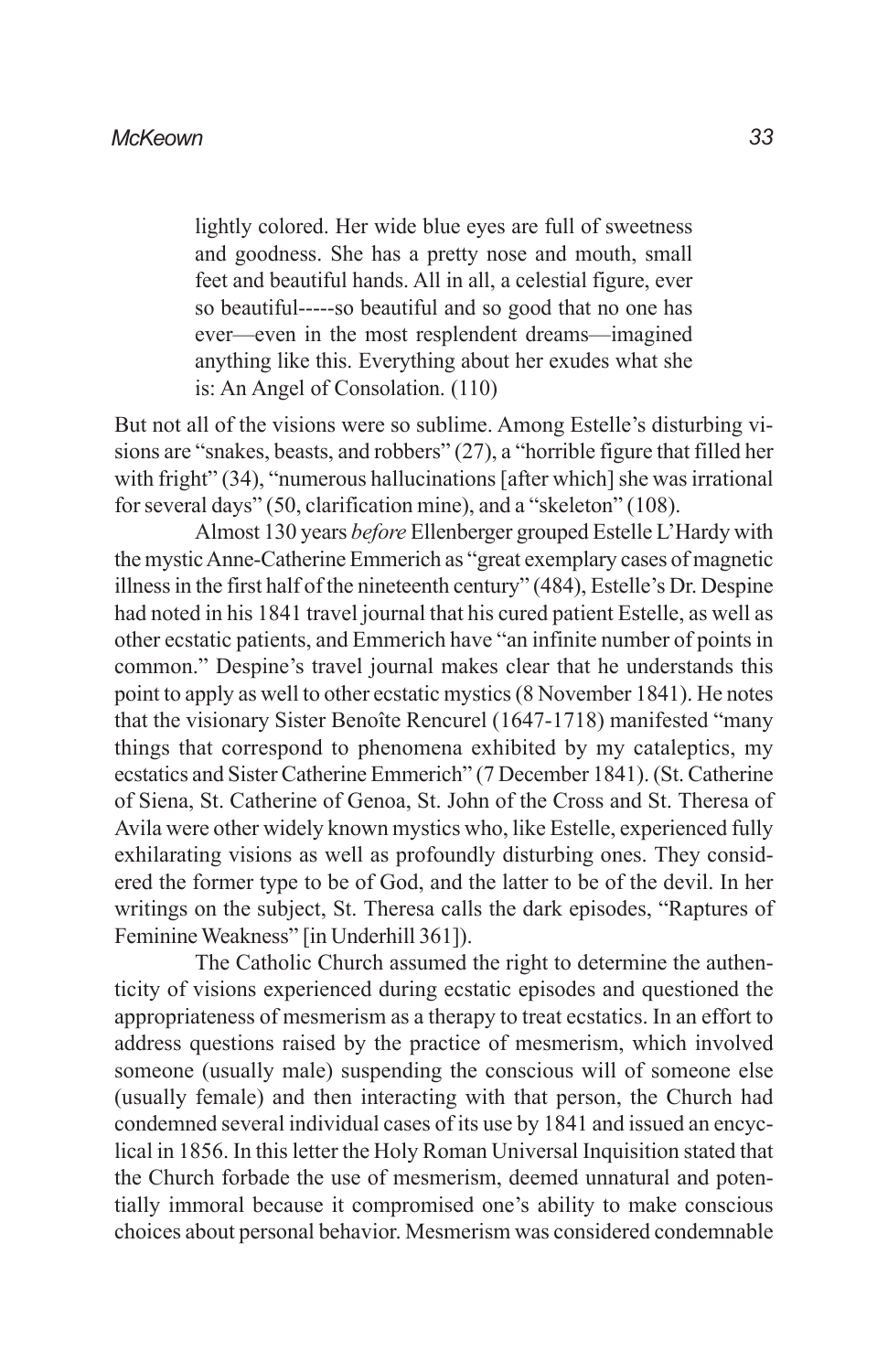> lightly colored. Her wide blue eyes are full of sweetness and goodness. She has a pretty nose and mouth, small feet and beautiful hands. All in all, a celestial figure, ever so beautiful-----so beautiful and so good that no one has ever—even in the most resplendent dreams—imagined anything like this. Everything about her exudes what she is: An Angel of Consolation. (110)

But not all of the visions were so sublime. Among Estelle's disturbing visions are "snakes, beasts, and robbers" (27), a "horrible figure that filled her with fright" (34), "numerous hallucinations [after which] she was irrational for several days" (50, clarification mine), and a "skeleton" (108).

Almost 130 years *before* Ellenberger grouped Estelle L'Hardy with the mystic Anne-Catherine Emmerich as "great exemplary cases of magnetic illness in the first half of the nineteenth century" (484), Estelle's Dr. Despine had noted in his 1841 travel journal that his cured patient Estelle, as well as other ecstatic patients, and Emmerich have "an infinite number of points in common." Despine's travel journal makes clear that he understands this point to apply as well to other ecstatic mystics (8 November 1841). He notes that the visionary Sister Benoîte Rencurel (1647-1718) manifested "many things that correspond to phenomena exhibited by my cataleptics, my ecstatics and Sister Catherine Emmerich" (7 December 1841). (St. Catherine of Siena, St. Catherine of Genoa, St. John of the Cross and St. Theresa of Avila were other widely known mystics who, like Estelle, experienced fully exhilarating visions as well as profoundly disturbing ones. They considered the former type to be of God, and the latter to be of the devil. In her writings on the subject, St. Theresa calls the dark episodes, "Raptures of Feminine Weakness" [in Underhill 361]).

The Catholic Church assumed the right to determine the authenticity of visions experienced during ecstatic episodes and questioned the appropriateness of mesmerism as a therapy to treat ecstatics. In an effort to address questions raised by the practice of mesmerism, which involved someone (usually male) suspending the conscious will of someone else (usually female) and then interacting with that person, the Church had condemned several individual cases of its use by 1841 and issued an encyclical in 1856. In this letter the Holy Roman Universal Inquisition stated that the Church forbade the use of mesmerism, deemed unnatural and potentially immoral because it compromised one's ability to make conscious choices about personal behavior. Mesmerism was considered condemnable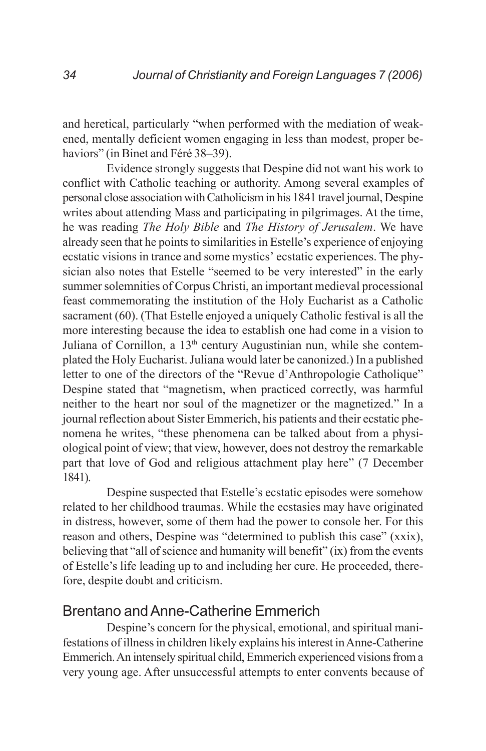and heretical, particularly "when performed with the mediation of weakened, mentally deficient women engaging in less than modest, proper behaviors" (in Binet and Féré 38–39).

Evidence strongly suggests that Despine did not want his work to conflict with Catholic teaching or authority. Among several examples of personal close association with Catholicism in his 1841 travel journal, Despine writes about attending Mass and participating in pilgrimages. At the time, he was reading *The Holy Bible* and *The History of Jerusalem*. We have already seen that he points to similarities in Estelle's experience of enjoying ecstatic visions in trance and some mystics' ecstatic experiences. The physician also notes that Estelle "seemed to be very interested" in the early summer solemnities of Corpus Christi, an important medieval processional feast commemorating the institution of the Holy Eucharist as a Catholic sacrament (60). (That Estelle enjoyed a uniquely Catholic festival is all the more interesting because the idea to establish one had come in a vision to Juliana of Cornillon, a 13th century Augustinian nun, while she contemplated the Holy Eucharist. Juliana would later be canonized.) In a published letter to one of the directors of the "Revue d'Anthropologie Catholique" Despine stated that "magnetism, when practiced correctly, was harmful neither to the heart nor soul of the magnetizer or the magnetized." In a journal reflection about Sister Emmerich, his patients and their ecstatic phenomena he writes, "these phenomena can be talked about from a physiological point of view; that view, however, does not destroy the remarkable part that love of God and religious attachment play here" (7 December 1841).

Despine suspected that Estelle's ecstatic episodes were somehow related to her childhood traumas. While the ecstasies may have originated in distress, however, some of them had the power to console her. For this reason and others, Despine was "determined to publish this case" (xxix), believing that "all of science and humanity will benefit" (ix) from the events of Estelle's life leading up to and including her cure. He proceeded, therefore, despite doubt and criticism.

## Brentano and Anne-Catherine Emmerich

Despine's concern for the physical, emotional, and spiritual manifestations of illness in children likely explains his interest in Anne-Catherine Emmerich. An intensely spiritual child, Emmerich experienced visions from a very young age. After unsuccessful attempts to enter convents because of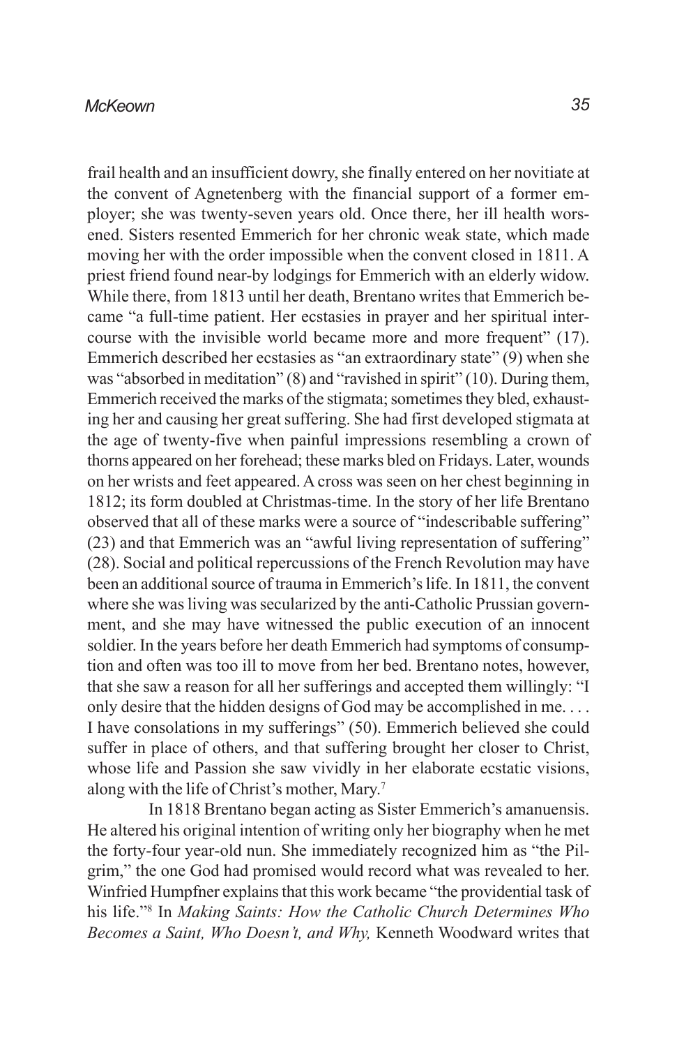frail health and an insufficient dowry, she finally entered on her novitiate at the convent of Agnetenberg with the financial support of a former employer; she was twenty-seven years old. Once there, her ill health worsened. Sisters resented Emmerich for her chronic weak state, which made moving her with the order impossible when the convent closed in 1811. A priest friend found near-by lodgings for Emmerich with an elderly widow. While there, from 1813 until her death, Brentano writes that Emmerich became "a full-time patient. Her ecstasies in prayer and her spiritual intercourse with the invisible world became more and more frequent" (17). Emmerich described her ecstasies as "an extraordinary state" (9) when she was "absorbed in meditation" (8) and "ravished in spirit" (10). During them, Emmerich received the marks of the stigmata; sometimes they bled, exhausting her and causing her great suffering. She had first developed stigmata at the age of twenty-five when painful impressions resembling a crown of thorns appeared on her forehead; these marks bled on Fridays. Later, wounds on her wrists and feet appeared. A cross was seen on her chest beginning in 1812; its form doubled at Christmas-time. In the story of her life Brentano observed that all of these marks were a source of "indescribable suffering" (23) and that Emmerich was an "awful living representation of suffering" (28). Social and political repercussions of the French Revolution may have been an additional source of trauma in Emmerich's life. In 1811, the convent where she was living was secularized by the anti-Catholic Prussian government, and she may have witnessed the public execution of an innocent soldier. In the years before her death Emmerich had symptoms of consumption and often was too ill to move from her bed. Brentano notes, however, that she saw a reason for all her sufferings and accepted them willingly: "I only desire that the hidden designs of God may be accomplished in me. . . . I have consolations in my sufferings" (50). Emmerich believed she could suffer in place of others, and that suffering brought her closer to Christ, whose life and Passion she saw vividly in her elaborate ecstatic visions, along with the life of Christ's mother, Mary.[7]

In 1818 Brentano began acting as Sister Emmerich's amanuensis. He altered his original intention of writing only her biography when he met the forty-four year-old nun. She immediately recognized him as "the Pilgrim," the one God had promised would record what was revealed to her. Winfried Humpfner explains that this work became "the providential task of his life."[8] In *Making Saints: How the Catholic Church Determines Who Becomes a Saint, Who Doesn't, and Why,* Kenneth Woodward writes that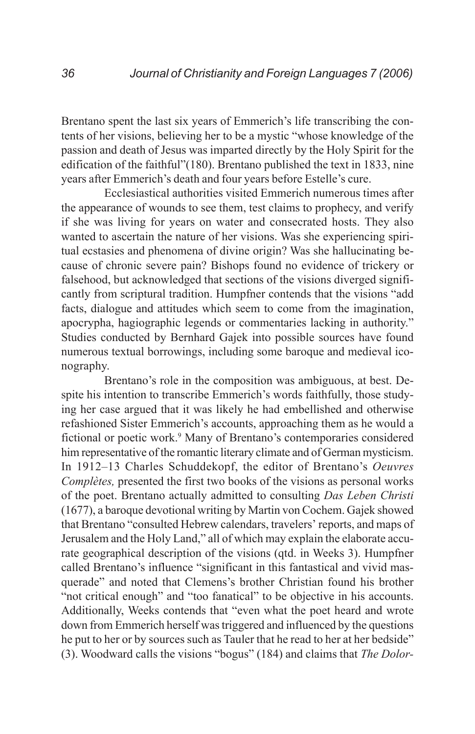Brentano spent the last six years of Emmerich's life transcribing the contents of her visions, believing her to be a mystic "whose knowledge of the passion and death of Jesus was imparted directly by the Holy Spirit for the edification of the faithful"(180). Brentano published the text in 1833, nine years after Emmerich's death and four years before Estelle's cure.

Ecclesiastical authorities visited Emmerich numerous times after the appearance of wounds to see them, test claims to prophecy, and verify if she was living for years on water and consecrated hosts. They also wanted to ascertain the nature of her visions. Was she experiencing spiritual ecstasies and phenomena of divine origin? Was she hallucinating because of chronic severe pain? Bishops found no evidence of trickery or falsehood, but acknowledged that sections of the visions diverged significantly from scriptural tradition. Humpfner contends that the visions "add facts, dialogue and attitudes which seem to come from the imagination, apocrypha, hagiographic legends or commentaries lacking in authority." Studies conducted by Bernhard Gajek into possible sources have found numerous textual borrowings, including some baroque and medieval iconography.

Brentano's role in the composition was ambiguous, at best. Despite his intention to transcribe Emmerich's words faithfully, those studying her case argued that it was likely he had embellished and otherwise refashioned Sister Emmerich's accounts, approaching them as he would a fictional or poetic work.[9] Many of Brentano's contemporaries considered him representative of the romantic literary climate and of German mysticism. In 1912–13 Charles Schuddekopf, the editor of Brentano's *Oeuvres Complètes,* presented the first two books of the visions as personal works of the poet. Brentano actually admitted to consulting *Das Leben Christi* (1677), a baroque devotional writing by Martin von Cochem. Gajek showed that Brentano "consulted Hebrew calendars, travelers' reports, and maps of Jerusalem and the Holy Land," all of which may explain the elaborate accurate geographical description of the visions (qtd. in Weeks 3). Humpfner called Brentano's influence "significant in this fantastical and vivid masquerade" and noted that Clemens's brother Christian found his brother "not critical enough" and "too fanatical" to be objective in his accounts. Additionally, Weeks contends that "even what the poet heard and wrote down from Emmerich herself was triggered and influenced by the questions he put to her or by sources such as Tauler that he read to her at her bedside" (3). Woodward calls the visions "bogus" (184) and claims that *The Dolor-*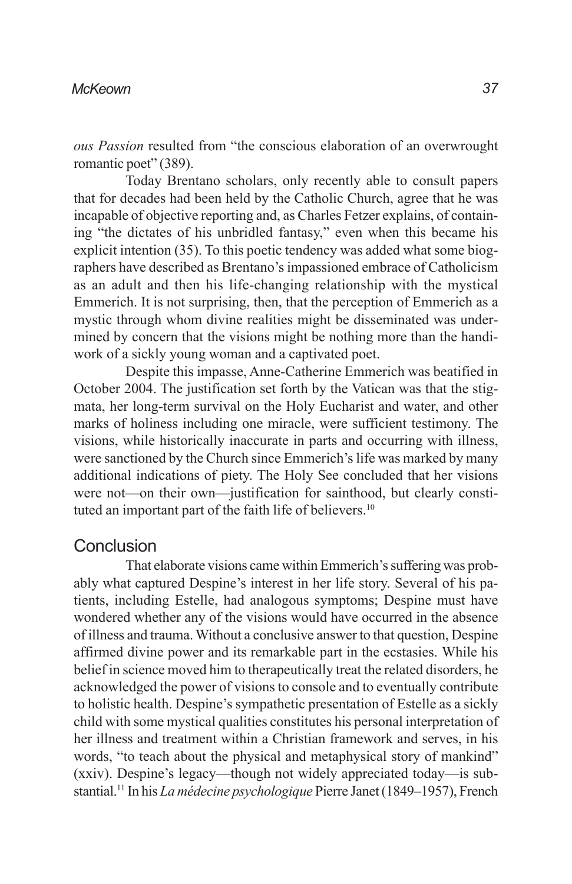*ous Passion* resulted from "the conscious elaboration of an overwrought romantic poet" (389).

Today Brentano scholars, only recently able to consult papers that for decades had been held by the Catholic Church, agree that he was incapable of objective reporting and, as Charles Fetzer explains, of containing "the dictates of his unbridled fantasy," even when this became his explicit intention (35). To this poetic tendency was added what some biographers have described as Brentano's impassioned embrace of Catholicism as an adult and then his life-changing relationship with the mystical Emmerich. It is not surprising, then, that the perception of Emmerich as a mystic through whom divine realities might be disseminated was undermined by concern that the visions might be nothing more than the handiwork of a sickly young woman and a captivated poet.

Despite this impasse, Anne-Catherine Emmerich was beatified in October 2004. The justification set forth by the Vatican was that the stigmata, her long-term survival on the Holy Eucharist and water, and other marks of holiness including one miracle, were sufficient testimony. The visions, while historically inaccurate in parts and occurring with illness, were sanctioned by the Church since Emmerich's life was marked by many additional indications of piety. The Holy See concluded that her visions were not—on their own—justification for sainthood, but clearly constituted an important part of the faith life of believers.[10]

## Conclusion

That elaborate visions came within Emmerich's suffering was probably what captured Despine's interest in her life story. Several of his patients, including Estelle, had analogous symptoms; Despine must have wondered whether any of the visions would have occurred in the absence of illness and trauma. Without a conclusive answer to that question, Despine affirmed divine power and its remarkable part in the ecstasies. While his belief in science moved him to therapeutically treat the related disorders, he acknowledged the power of visions to console and to eventually contribute to holistic health. Despine's sympathetic presentation of Estelle as a sickly child with some mystical qualities constitutes his personal interpretation of her illness and treatment within a Christian framework and serves, in his words, "to teach about the physical and metaphysical story of mankind" (xxiv). Despine's legacy—though not widely appreciated today—is substantial.[11] In his *La médecine psychologique* Pierre Janet (1849–1957), French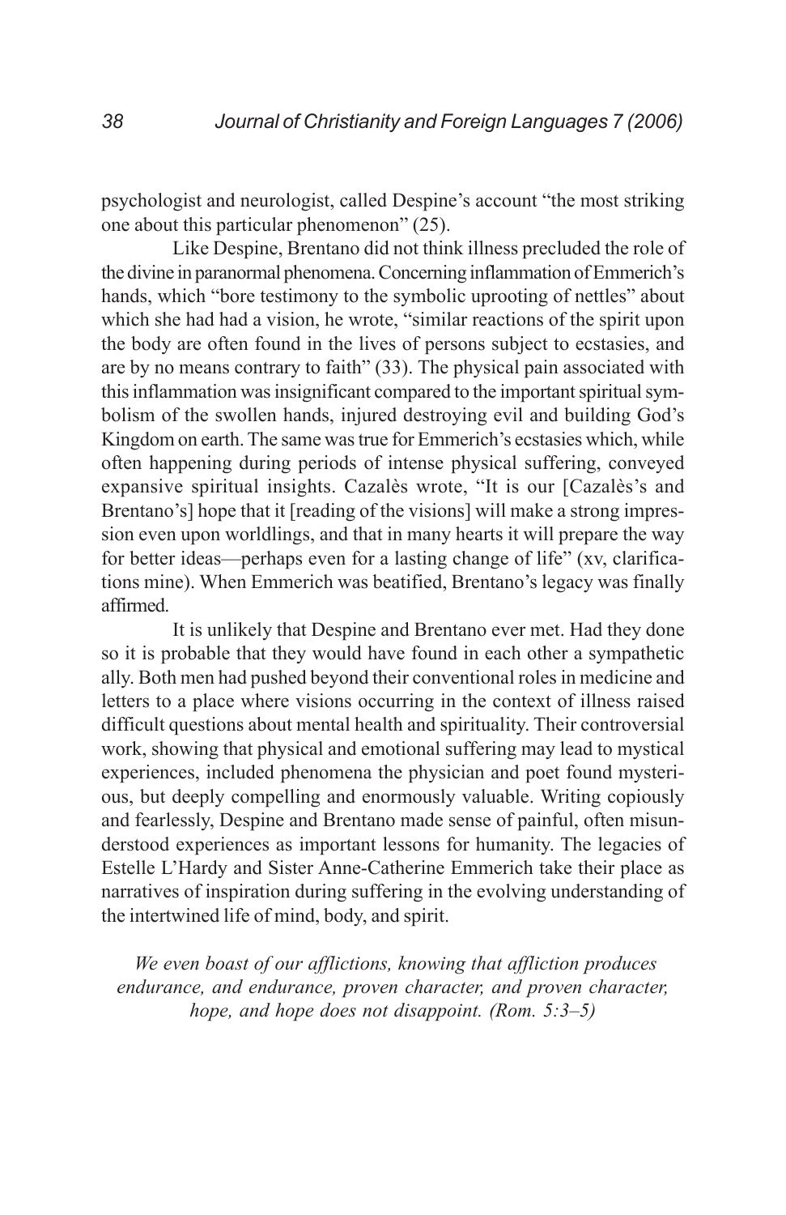psychologist and neurologist, called Despine's account "the most striking one about this particular phenomenon" (25).

Like Despine, Brentano did not think illness precluded the role of the divine in paranormal phenomena. Concerning inflammation of Emmerich's hands, which "bore testimony to the symbolic uprooting of nettles" about which she had had a vision, he wrote, "similar reactions of the spirit upon the body are often found in the lives of persons subject to ecstasies, and are by no means contrary to faith" (33). The physical pain associated with this inflammation was insignificant compared to the important spiritual symbolism of the swollen hands, injured destroying evil and building God's Kingdom on earth. The same was true for Emmerich's ecstasies which, while often happening during periods of intense physical suffering, conveyed expansive spiritual insights. Cazalès wrote, "It is our [Cazalès's and Brentano's] hope that it [reading of the visions] will make a strong impression even upon worldlings, and that in many hearts it will prepare the way for better ideas—perhaps even for a lasting change of life" (xv, clarifications mine). When Emmerich was beatified, Brentano's legacy was finally affirmed.

It is unlikely that Despine and Brentano ever met. Had they done so it is probable that they would have found in each other a sympathetic ally. Both men had pushed beyond their conventional roles in medicine and letters to a place where visions occurring in the context of illness raised difficult questions about mental health and spirituality. Their controversial work, showing that physical and emotional suffering may lead to mystical experiences, included phenomena the physician and poet found mysterious, but deeply compelling and enormously valuable. Writing copiously and fearlessly, Despine and Brentano made sense of painful, often misunderstood experiences as important lessons for humanity. The legacies of Estelle L'Hardy and Sister Anne-Catherine Emmerich take their place as narratives of inspiration during suffering in the evolving understanding of the intertwined life of mind, body, and spirit.

*We even boast of our afflictions, knowing that affliction produces endurance, and endurance, proven character, and proven character, hope, and hope does not disappoint. (Rom. 5:3–5)*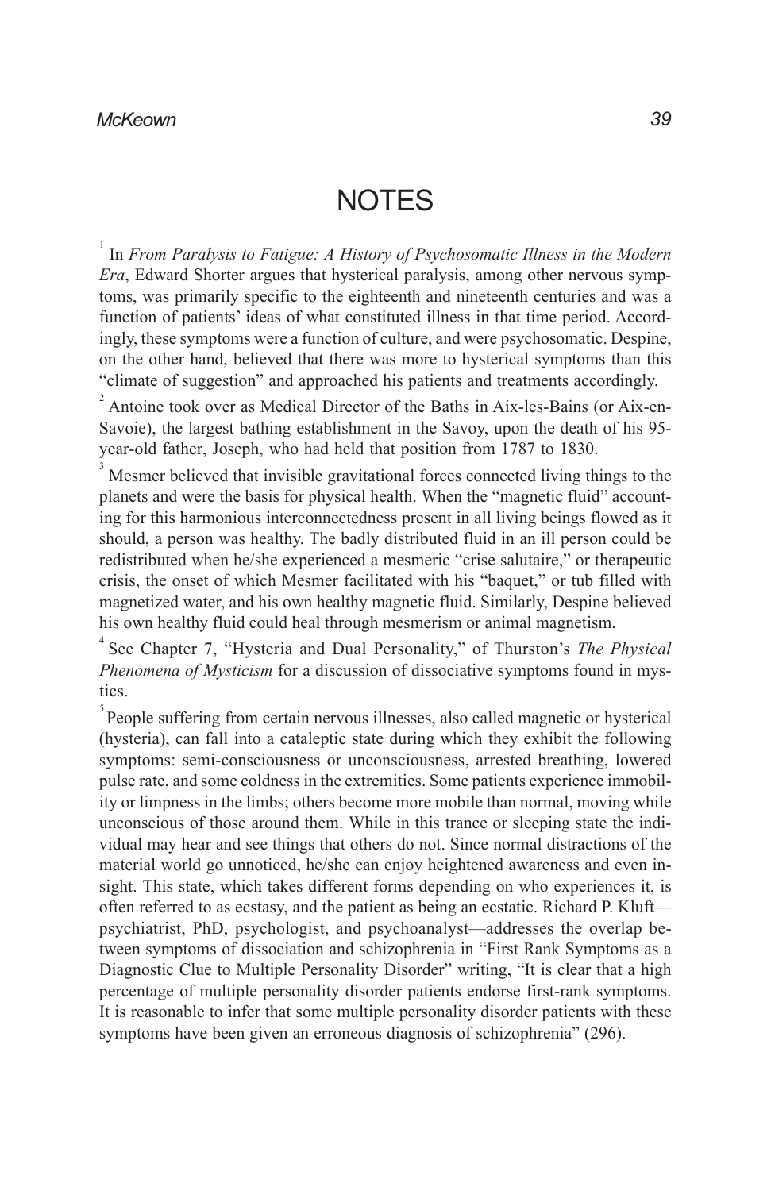# NOTES

[1] In *From Paralysis to Fatigue: A History of Psychosomatic Illness in the Modern Era*, Edward Shorter argues that hysterical paralysis, among other nervous symptoms, was primarily specific to the eighteenth and nineteenth centuries and was a function of patients' ideas of what constituted illness in that time period. Accordingly, these symptoms were a function of culture, and were psychosomatic. Despine, on the other hand, believed that there was more to hysterical symptoms than this "climate of suggestion" and approached his patients and treatments accordingly.

[2] Antoine took over as Medical Director of the Baths in Aix-les-Bains (or Aix-en-Savoie), the largest bathing establishment in the Savoy, upon the death of his 95-year-old father, Joseph, who had held that position from 1787 to 1830.

[3] Mesmer believed that invisible gravitational forces connected living things to the planets and were the basis for physical health. When the "magnetic fluid" accounting for this harmonious interconnectedness present in all living beings flowed as it should, a person was healthy. The badly distributed fluid in an ill person could be redistributed when he/she experienced a mesmeric "crise salutaire," or therapeutic crisis, the onset of which Mesmer facilitated with his "baquet," or tub filled with magnetized water, and his own healthy magnetic fluid. Similarly, Despine believed his own healthy fluid could heal through mesmerism or animal magnetism.

[4] See Chapter 7, "Hysteria and Dual Personality," of Thurston's *The Physical Phenomena of Mysticism* for a discussion of dissociative symptoms found in mystics.

[5] People suffering from certain nervous illnesses, also called magnetic or hysterical (hysteria), can fall into a cataleptic state during which they exhibit the following symptoms: semi-consciousness or unconsciousness, arrested breathing, lowered pulse rate, and some coldness in the extremities. Some patients experience immobility or limpness in the limbs; others become more mobile than normal, moving while unconscious of those around them. While in this trance or sleeping state the individual may hear and see things that others do not. Since normal distractions of the material world go unnoticed, he/she can enjoy heightened awareness and even insight. This state, which takes different forms depending on who experiences it, is often referred to as ecstasy, and the patient as being an ecstatic. Richard P. Kluft—psychiatrist, PhD, psychologist, and psychoanalyst—addresses the overlap between symptoms of dissociation and schizophrenia in "First Rank Symptoms as a Diagnostic Clue to Multiple Personality Disorder" writing, "It is clear that a high percentage of multiple personality disorder patients endorse first-rank symptoms. It is reasonable to infer that some multiple personality disorder patients with these symptoms have been given an erroneous diagnosis of schizophrenia" (296).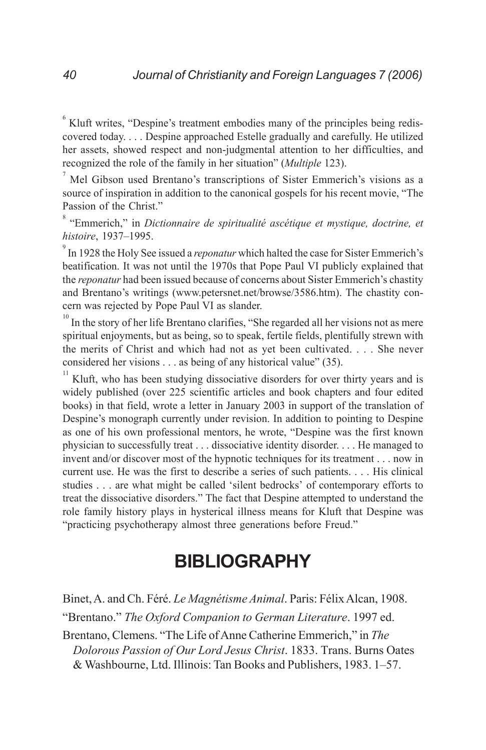[6] Kluft writes, "Despine's treatment embodies many of the principles being rediscovered today. . . . Despine approached Estelle gradually and carefully. He utilized her assets, showed respect and non-judgmental attention to her difficulties, and recognized the role of the family in her situation" (*Multiple* 123).

[7] Mel Gibson used Brentano's transcriptions of Sister Emmerich's visions as a source of inspiration in addition to the canonical gospels for his recent movie, "The Passion of the Christ."

[8] "Emmerich," in *Dictionnaire de spiritualité ascétique et mystique, doctrine, et histoire*, 1937–1995.

[9] In 1928 the Holy See issued a *reponatur* which halted the case for Sister Emmerich's beatification. It was not until the 1970s that Pope Paul VI publicly explained that the *reponatur* had been issued because of concerns about Sister Emmerich's chastity and Brentano's writings (www.petersnet.net/browse/3586.htm). The chastity concern was rejected by Pope Paul VI as slander.

[10] In the story of her life Brentano clarifies, "She regarded all her visions not as mere spiritual enjoyments, but as being, so to speak, fertile fields, plentifully strewn with the merits of Christ and which had not as yet been cultivated. . . . She never considered her visions . . . as being of any historical value" (35).

[11] Kluft, who has been studying dissociative disorders for over thirty years and is widely published (over 225 scientific articles and book chapters and four edited books) in that field, wrote a letter in January 2003 in support of the translation of Despine's monograph currently under revision. In addition to pointing to Despine as one of his own professional mentors, he wrote, "Despine was the first known physician to successfully treat . . . dissociative identity disorder. . . . He managed to invent and/or discover most of the hypnotic techniques for its treatment . . . now in current use. He was the first to describe a series of such patients. . . . His clinical studies . . . are what might be called 'silent bedrocks' of contemporary efforts to treat the dissociative disorders." The fact that Despine attempted to understand the role family history plays in hysterical illness means for Kluft that Despine was "practicing psychotherapy almost three generations before Freud."

# BIBLIOGRAPHY

Binet, A. and Ch. Féré. *Le Magnétisme Animal*. Paris: Félix Alcan, 1908.

"Brentano." *The Oxford Companion to German Literature*. 1997 ed.

Brentano, Clemens. "The Life of Anne Catherine Emmerich," in *The Dolorous Passion of Our Lord Jesus Christ*. 1833. Trans. Burns Oates & Washbourne, Ltd. Illinois: Tan Books and Publishers, 1983. 1–57.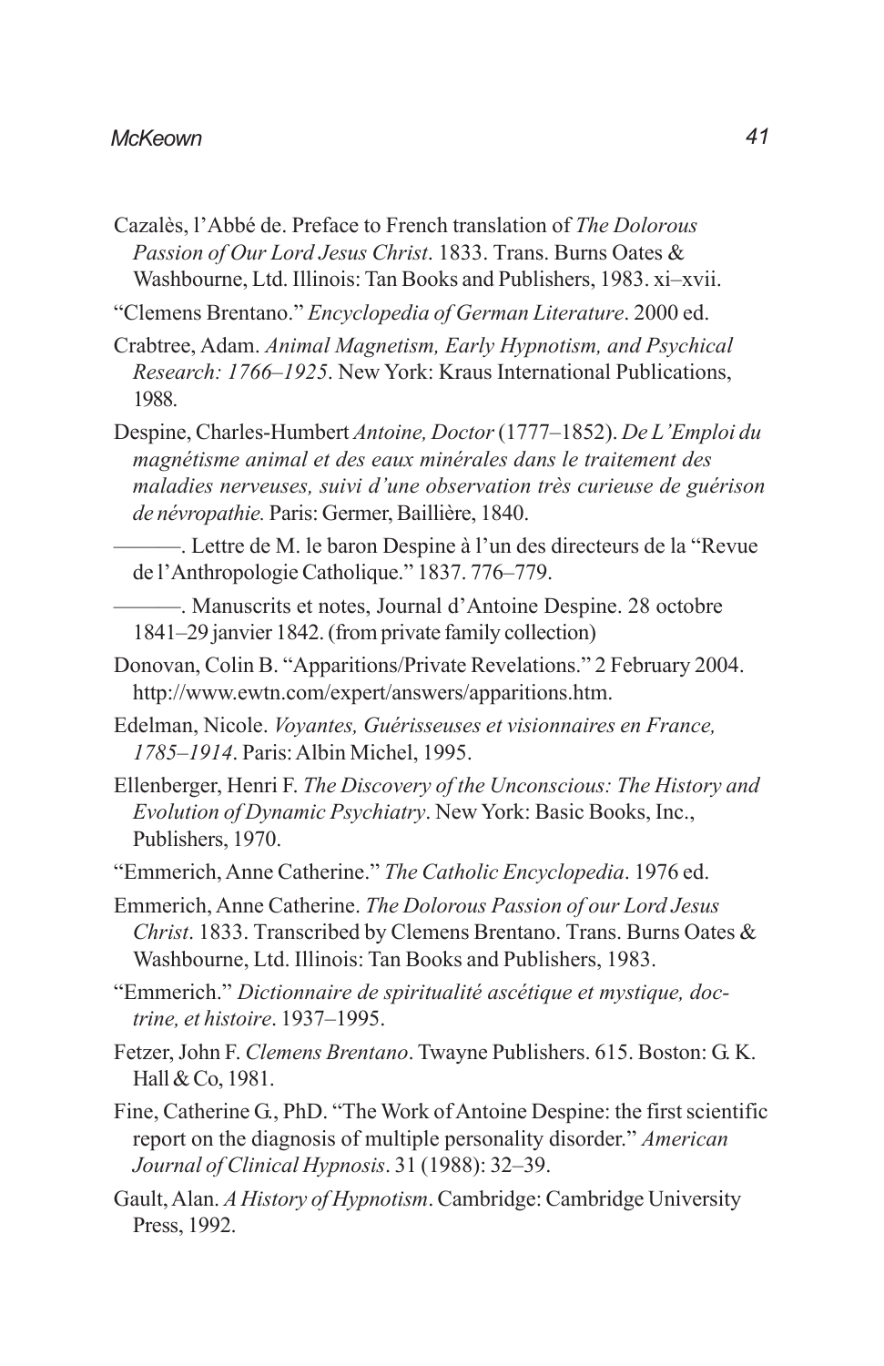Cazalès, l'Abbé de. Preface to French translation of *The Dolorous Passion of Our Lord Jesus Christ*. 1833. Trans. Burns Oates & Washbourne, Ltd. Illinois: Tan Books and Publishers, 1983. xi–xvii.

"Clemens Brentano." *Encyclopedia of German Literature*. 2000 ed.

Crabtree, Adam. *Animal Magnetism, Early Hypnotism, and Psychical Research: 1766–1925*. New York: Kraus International Publications, 1988.

Despine, Charles-Humbert *Antoine, Doctor* (1777–1852). *De L'Emploi du magnétisme animal et des eaux minérales dans le traitement des maladies nerveuses, suivi d'une observation très curieuse de guérison de névropathie.* Paris: Germer, Baillière, 1840.

———. Lettre de M. le baron Despine à l'un des directeurs de la "Revue de l'Anthropologie Catholique." 1837. 776–779.

———. Manuscrits et notes, Journal d'Antoine Despine. 28 octobre 1841–29 janvier 1842. (from private family collection)

Donovan, Colin B. "Apparitions/Private Revelations." 2 February 2004. http://www.ewtn.com/expert/answers/apparitions.htm.

Edelman, Nicole. *Voyantes, Guérisseuses et visionnaires en France, 1785–1914*. Paris: Albin Michel, 1995.

Ellenberger, Henri F. *The Discovery of the Unconscious: The History and Evolution of Dynamic Psychiatry*. New York: Basic Books, Inc., Publishers, 1970.

"Emmerich, Anne Catherine." *The Catholic Encyclopedia*. 1976 ed.

Emmerich, Anne Catherine. *The Dolorous Passion of our Lord Jesus Christ*. 1833. Transcribed by Clemens Brentano. Trans. Burns Oates & Washbourne, Ltd. Illinois: Tan Books and Publishers, 1983.

"Emmerich." *Dictionnaire de spiritualité ascétique et mystique, doctrine, et histoire*. 1937–1995.

Fetzer, John F. *Clemens Brentano*. Twayne Publishers. 615. Boston: G. K. Hall & Co, 1981.

Fine, Catherine G., PhD. "The Work of Antoine Despine: the first scientific report on the diagnosis of multiple personality disorder." *American Journal of Clinical Hypnosis*. 31 (1988): 32–39.

Gault, Alan. *A History of Hypnotism*. Cambridge: Cambridge University Press, 1992.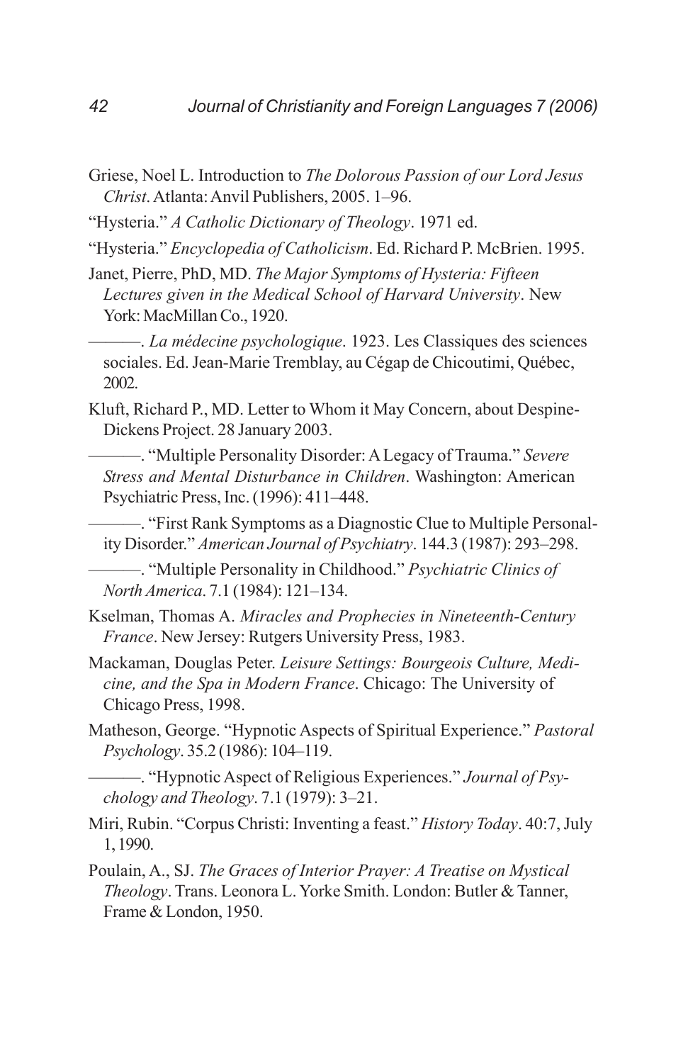Griese, Noel L. Introduction to *The Dolorous Passion of our Lord Jesus Christ*. Atlanta: Anvil Publishers, 2005. 1–96.

"Hysteria." *A Catholic Dictionary of Theology*. 1971 ed.

"Hysteria." *Encyclopedia of Catholicism*. Ed. Richard P. McBrien. 1995.

Janet, Pierre, PhD, MD. *The Major Symptoms of Hysteria: Fifteen Lectures given in the Medical School of Harvard University*. New York: MacMillan Co., 1920.

———. *La médecine psychologique*. 1923. Les Classiques des sciences sociales. Ed. Jean-Marie Tremblay, au Cégap de Chicoutimi, Québec, 2002.

Kluft, Richard P., MD. Letter to Whom it May Concern, about Despine-Dickens Project. 28 January 2003.

———. "Multiple Personality Disorder: A Legacy of Trauma." *Severe Stress and Mental Disturbance in Children*. Washington: American Psychiatric Press, Inc. (1996): 411–448.

———. "First Rank Symptoms as a Diagnostic Clue to Multiple Personality Disorder." *American Journal of Psychiatry*. 144.3 (1987): 293–298.

———. "Multiple Personality in Childhood." *Psychiatric Clinics of North America*. 7.1 (1984): 121–134.

Kselman, Thomas A. *Miracles and Prophecies in Nineteenth-Century France*. New Jersey: Rutgers University Press, 1983.

Mackaman, Douglas Peter. *Leisure Settings: Bourgeois Culture, Medicine, and the Spa in Modern France*. Chicago: The University of Chicago Press, 1998.

Matheson, George. "Hypnotic Aspects of Spiritual Experience." *Pastoral Psychology*. 35.2 (1986): 104–119.

———. "Hypnotic Aspect of Religious Experiences." *Journal of Psychology and Theology*. 7.1 (1979): 3–21.

Miri, Rubin. "Corpus Christi: Inventing a feast." *History Today*. 40:7, July 1, 1990.

Poulain, A., SJ. *The Graces of Interior Prayer: A Treatise on Mystical Theology*. Trans. Leonora L. Yorke Smith. London: Butler & Tanner, Frame & London, 1950.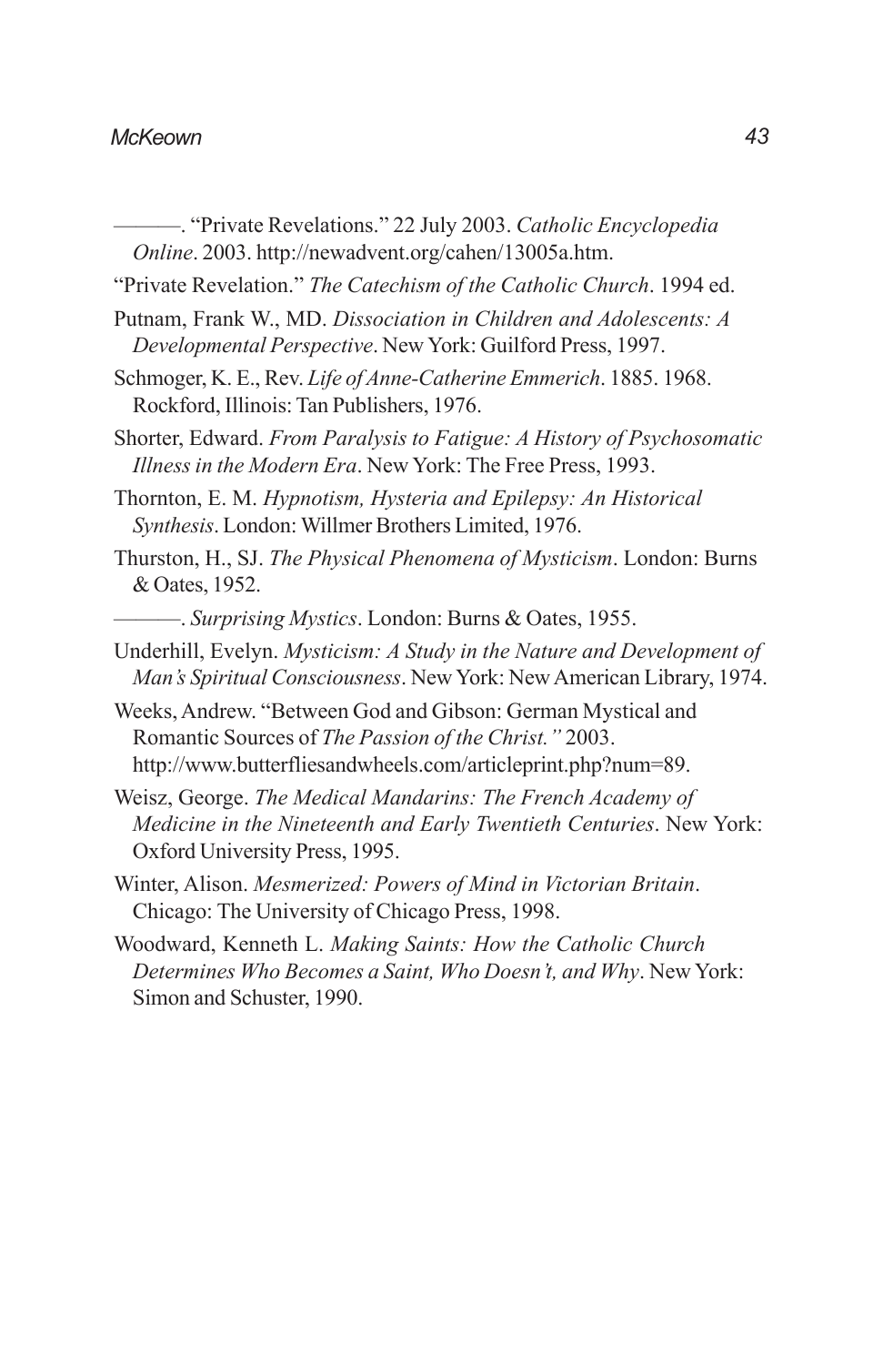———. “Private Revelations.” 22 July 2003. *Catholic Encyclopedia Online*. 2003. http://newadvent.org/cahen/13005a.htm.

“Private Revelation.” *The Catechism of the Catholic Church*. 1994 ed.

Putnam, Frank W., MD. *Dissociation in Children and Adolescents: A Developmental Perspective*. New York: Guilford Press, 1997.

Schmoger, K. E., Rev. *Life of Anne-Catherine Emmerich*. 1885. 1968. Rockford, Illinois: Tan Publishers, 1976.

Shorter, Edward. *From Paralysis to Fatigue: A History of Psychosomatic Illness in the Modern Era*. New York: The Free Press, 1993.

Thornton, E. M. *Hypnotism, Hysteria and Epilepsy: An Historical Synthesis*. London: Willmer Brothers Limited, 1976.

Thurston, H., SJ. *The Physical Phenomena of Mysticism*. London: Burns & Oates, 1952.

———. *Surprising Mystics*. London: Burns & Oates, 1955.

Underhill, Evelyn. *Mysticism: A Study in the Nature and Development of Man’s Spiritual Consciousness*. New York: New American Library, 1974.

Weeks, Andrew. “Between God and Gibson: German Mystical and Romantic Sources of *The Passion of the Christ.”* 2003. http://www.butterfliesandwheels.com/articleprint.php?num=89.

Weisz, George. *The Medical Mandarins: The French Academy of Medicine in the Nineteenth and Early Twentieth Centuries*. New York: Oxford University Press, 1995.

Winter, Alison. *Mesmerized: Powers of Mind in Victorian Britain*. Chicago: The University of Chicago Press, 1998.

Woodward, Kenneth L. *Making Saints: How the Catholic Church Determines Who Becomes a Saint, Who Doesn’t, and Why*. New York: Simon and Schuster, 1990.